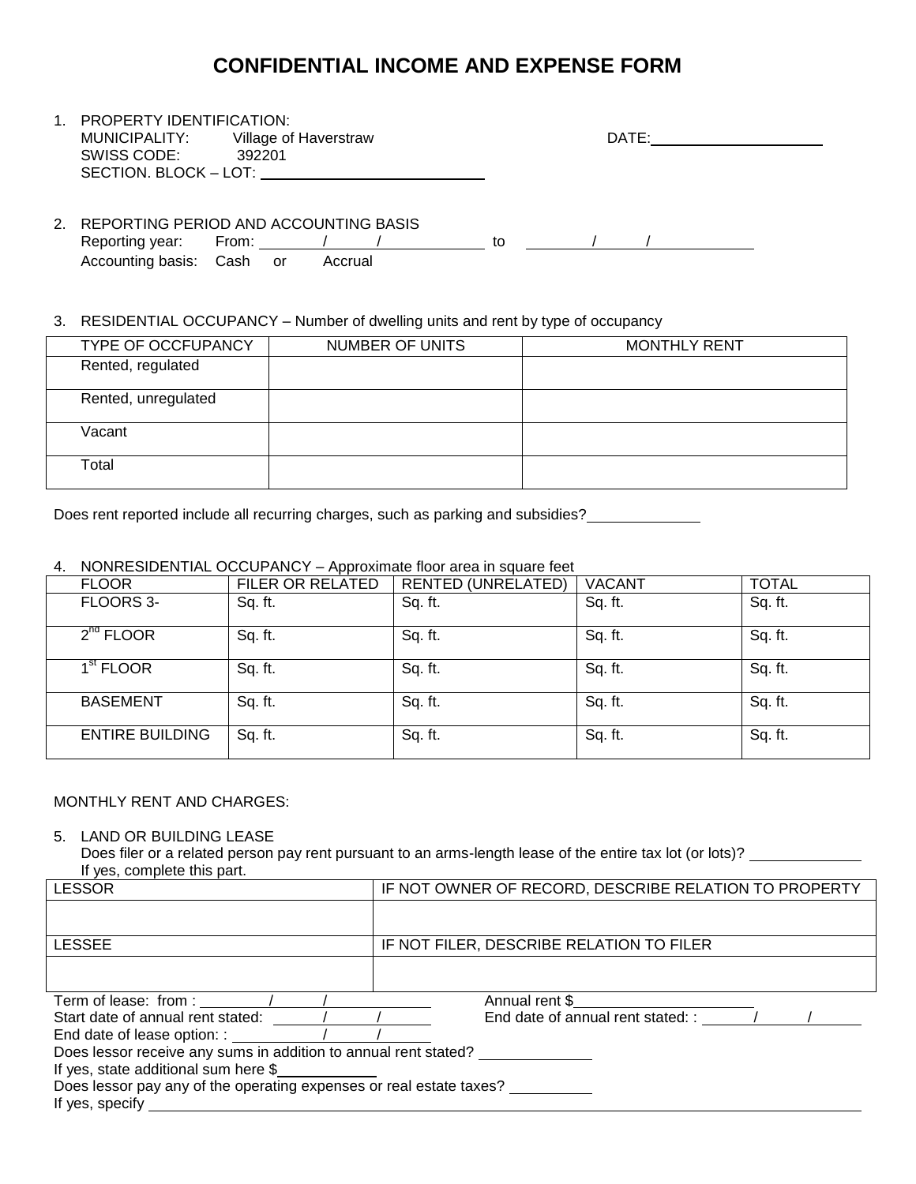# CONFIDENTIAL INCOME AND EXPENSE FORM

1. PROPERTY IDENTIFICATION:
   MUNICIPALITY: Village of Haverstraw DATE:\_\_\_\_\_\_\_\_\_\_\_\_\_\_\_\_\_\_\_\_
   SWISS CODE: 392201
   SECTION. BLOCK – LOT: \_\_\_\_\_\_\_\_\_\_\_\_\_\_\_\_\_\_\_\_\_\_\_\_

2. REPORTING PERIOD AND ACCOUNTING BASIS
   Reporting year: From: \_\_\_\_\_/\_\_\_\_\_/\_\_\_\_\_ to \_\_\_\_\_/\_\_\_\_\_/\_\_\_\_\_
   Accounting basis: Cash or Accrual

3. RESIDENTIAL OCCUPANCY – Number of dwelling units and rent by type of occupancy

| TYPE OF OCCFUPANCY | NUMBER OF UNITS | MONTHLY RENT |
|---|---|---|
| Rented, regulated | | |
| Rented, unregulated | | |
| Vacant | | |
| Total | | |

Does rent reported include all recurring charges, such as parking and subsidies?\_\_\_\_\_\_\_\_\_\_\_\_

4. NONRESIDENTIAL OCCUPANCY – Approximate floor area in square feet

| FLOOR | FILER OR RELATED | RENTED (UNRELATED) | VACANT | TOTAL |
|---|---|---|---|---|
| FLOORS 3- | Sq. ft. | Sq. ft. | Sq. ft. | Sq. ft. |
| 2nd FLOOR | Sq. ft. | Sq. ft. | Sq. ft. | Sq. ft. |
| 1st FLOOR | Sq. ft. | Sq. ft. | Sq. ft. | Sq. ft. |
| BASEMENT | Sq. ft. | Sq. ft. | Sq. ft. | Sq. ft. |
| ENTIRE BUILDING | Sq. ft. | Sq. ft. | Sq. ft. | Sq. ft. |

MONTHLY RENT AND CHARGES:

5. LAND OR BUILDING LEASE
   Does filer or a related person pay rent pursuant to an arms-length lease of the entire tax lot (or lots)? \_\_\_\_\_\_\_\_\_\_\_\_
   If yes, complete this part.

| LESSOR | IF NOT OWNER OF RECORD, DESCRIBE RELATION TO PROPERTY |
|---|---|
| | |
| LESSEE | IF NOT FILER, DESCRIBE RELATION TO FILER |
| | |

Term of lease: from : \_\_\_\_\_/\_\_\_\_\_/\_\_\_\_\_ Annual rent $\_\_\_\_\_\_\_\_\_\_\_\_\_\_\_\_\_\_\_\_
Start date of annual rent stated: \_\_\_\_\_/\_\_\_\_\_/\_\_\_\_\_ End date of annual rent stated: : \_\_\_\_\_/\_\_\_\_\_/\_\_\_\_\_
End date of lease option: : \_\_\_\_\_/\_\_\_\_\_/\_\_\_\_\_
Does lessor receive any sums in addition to annual rent stated? \_\_\_\_\_\_\_\_\_\_\_\_
If yes, state additional sum here $\_\_\_\_\_\_\_\_\_\_\_\_
Does lessor pay any of the operating expenses or real estate taxes? \_\_\_\_\_\_\_\_\_\_
If yes, specify \_\_\_\_\_\_\_\_\_\_\_\_\_\_\_\_\_\_\_\_\_\_\_\_\_\_\_\_\_\_\_\_\_\_\_\_\_\_\_\_\_\_\_\_\_\_\_\_\_\_\_\_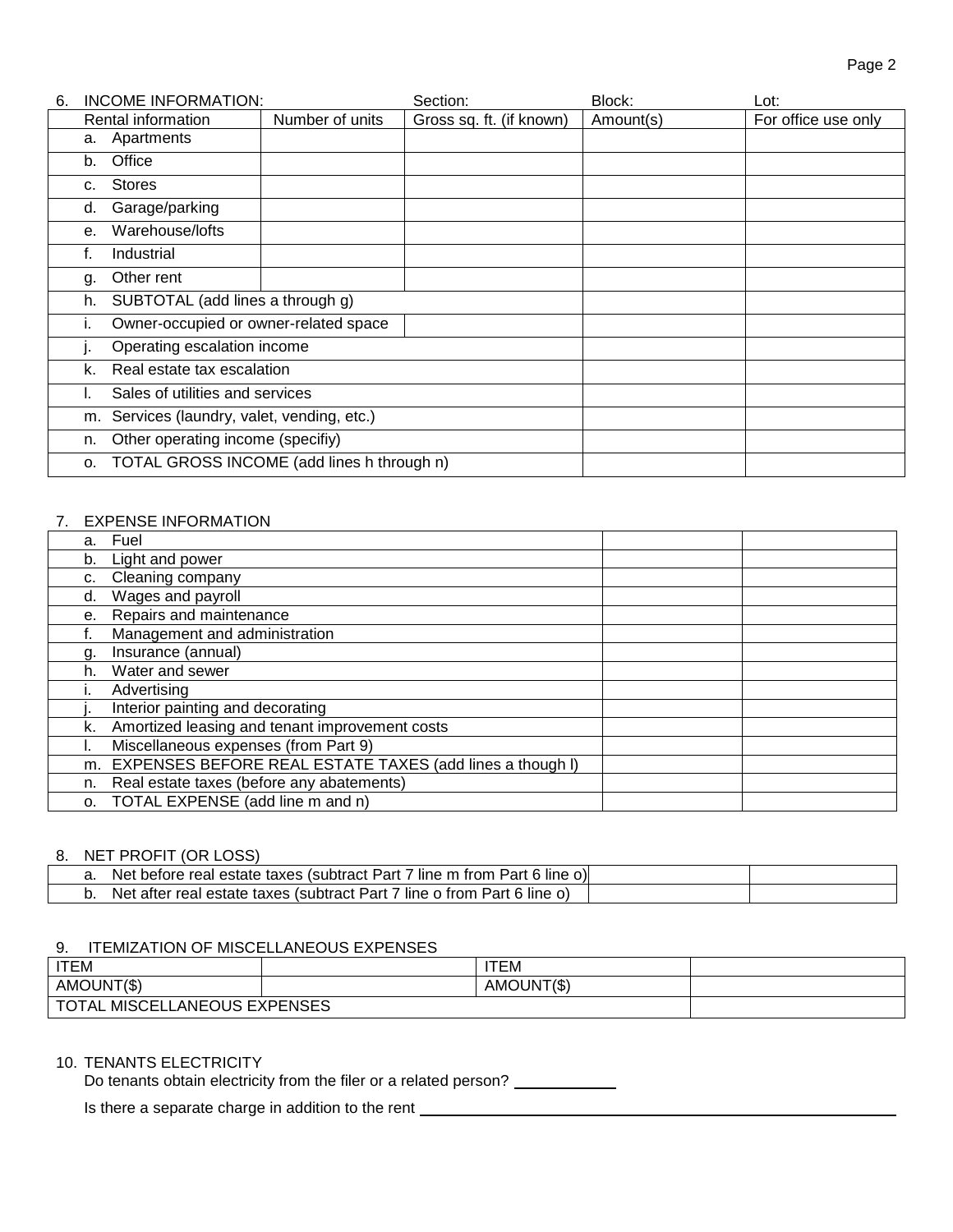## 6. INCOME INFORMATION: Section: Block: Lot:

| Rental information | Number of units | Gross sq. ft. (if known) | Amount(s) | For office use only |
|---|---|---|---|---|
| a. Apartments | | | | |
| b. Office | | | | |
| c. Stores | | | | |
| d. Garage/parking | | | | |
| e. Warehouse/lofts | | | | |
| f. Industrial | | | | |
| g. Other rent | | | | |
| h. SUBTOTAL (add lines a through g) | | | | |
| i. Owner-occupied or owner-related space | | | | |
| j. Operating escalation income | | | | |
| k. Real estate tax escalation | | | | |
| l. Sales of utilities and services | | | | |
| m. Services (laundry, valet, vending, etc.) | | | | |
| n. Other operating income (specifiy) | | | | |
| o. TOTAL GROSS INCOME (add lines h through n) | | | | |

## 7. EXPENSE INFORMATION

| | | |
|---|---|---|
| a. Fuel | | |
| b. Light and power | | |
| c. Cleaning company | | |
| d. Wages and payroll | | |
| e. Repairs and maintenance | | |
| f. Management and administration | | |
| g. Insurance (annual) | | |
| h. Water and sewer | | |
| i. Advertising | | |
| j. Interior painting and decorating | | |
| k. Amortized leasing and tenant improvement costs | | |
| l. Miscellaneous expenses (from Part 9) | | |
| m. EXPENSES BEFORE REAL ESTATE TAXES (add lines a though l) | | |
| n. Real estate taxes (before any abatements) | | |
| o. TOTAL EXPENSE (add line m and n) | | |

## 8. NET PROFIT (OR LOSS)

| | | |
|---|---|---|
| a. Net before real estate taxes (subtract Part 7 line m from Part 6 line o) | | |
| b. Net after real estate taxes (subtract Part 7 line o from Part 6 line o) | | |

## 9. ITEMIZATION OF MISCELLANEOUS EXPENSES

| | | | |
|---|---|---|---|
| ITEM | | ITEM | |
| AMOUNT($) | | AMOUNT($) | |
| TOTAL MISCELLANEOUS EXPENSES | | | |

## 10. TENANTS ELECTRICITY

Do tenants obtain electricity from the filer or a related person? ____________

Is there a separate charge in addition to the rent ____________________________________________